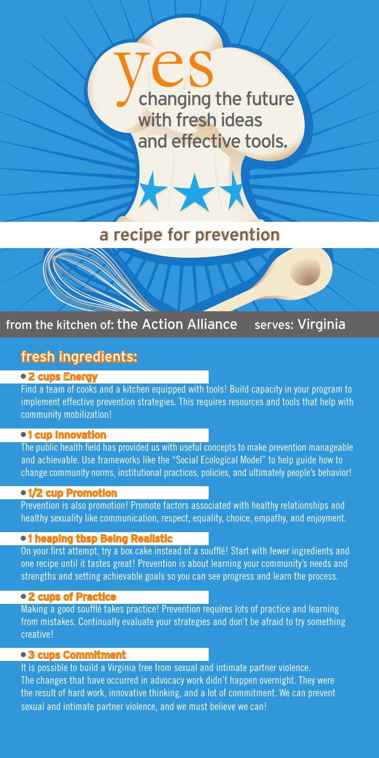# yes

changing the future with fresh ideas and effective tools.

## a recipe for prevention

from the kitchen of: the Action Alliance serves: Virginia

## fresh ingredients:

- **2 cups Energy**

Find a team of cooks and a kitchen equipped with tools! Build capacity in your program to implement effective prevention strategies. This requires resources and tools that help with community mobilization!

- **1 cup Innovation**

The public health field has provided us with useful concepts to make prevention manageable and achievable. Use frameworks like the "Social Ecological Model" to help guide how to change community norms, institutional practices, policies, and ultimately people's behavior!

- **1/2 cup Promotion**

Prevention is also promotion! Promote factors associated with healthy relationships and healthy sexuality like communication, respect, equality, choice, empathy, and enjoyment.

- **1 heaping tbsp Being Realistic**

On your first attempt, try a box cake instead of a soufflé! Start with fewer ingredients and one recipe until it tastes great! Prevention is about learning your community's needs and strengths and setting achievable goals so you can see progress and learn the process.

- **2 cups of Practice**

Making a good soufflé takes practice! Prevention requires lots of practice and learning from mistakes. Continually evaluate your strategies and don't be afraid to try something creative!

- **3 cups Commitment**

It is possible to build a Virginia free from sexual and intimate partner violence. The changes that have occurred in advocacy work didn't happen overnight. They were the result of hard work, innovative thinking, and a lot of commitment. We can prevent sexual and intimate partner violence, and we must believe we can!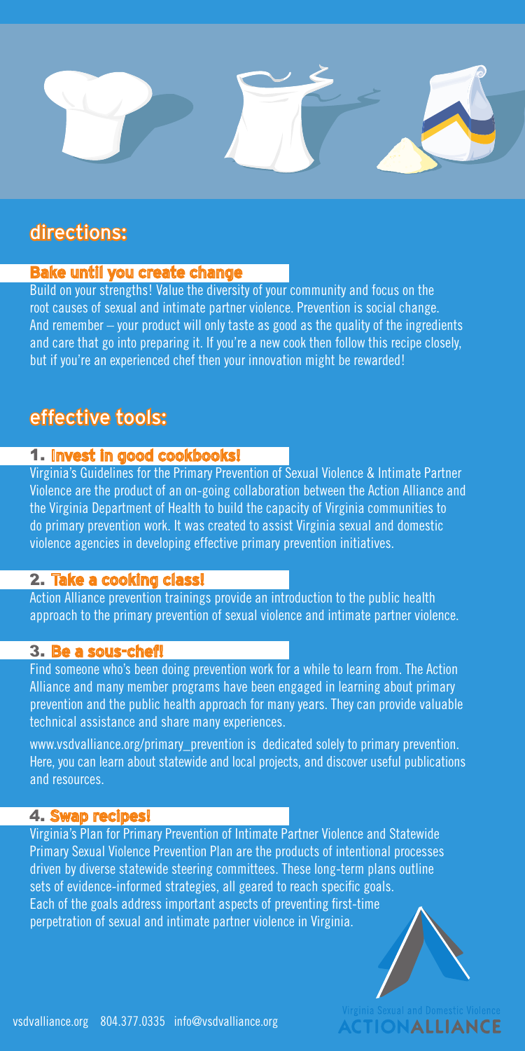## directions:

### Bake until you create change

Build on your strengths! Value the diversity of your community and focus on the root causes of sexual and intimate partner violence. Prevention is social change. And remember – your product will only taste as good as the quality of the ingredients and care that go into preparing it. If you're a new cook then follow this recipe closely, but if you're an experienced chef then your innovation might be rewarded!

## effective tools:

### 1. Invest in good cookbooks!

Virginia's Guidelines for the Primary Prevention of Sexual Violence & Intimate Partner Violence are the product of an on-going collaboration between the Action Alliance and the Virginia Department of Health to build the capacity of Virginia communities to do primary prevention work. It was created to assist Virginia sexual and domestic violence agencies in developing effective primary prevention initiatives.

### 2. Take a cooking class!

Action Alliance prevention trainings provide an introduction to the public health approach to the primary prevention of sexual violence and intimate partner violence.

### 3. Be a sous-chef!

Find someone who's been doing prevention work for a while to learn from. The Action Alliance and many member programs have been engaged in learning about primary prevention and the public health approach for many years. They can provide valuable technical assistance and share many experiences.

www.vsdvalliance.org/primary_prevention is dedicated solely to primary prevention. Here, you can learn about statewide and local projects, and discover useful publications and resources.

### 4. Swap recipes!

Virginia's Plan for Primary Prevention of Intimate Partner Violence and Statewide Primary Sexual Violence Prevention Plan are the products of intentional processes driven by diverse statewide steering committees. These long-term plans outline sets of evidence-informed strategies, all geared to reach specific goals. Each of the goals address important aspects of preventing first-time perpetration of sexual and intimate partner violence in Virginia.

vsdvalliance.org 804.377.0335 info@vsdvalliance.org

Virginia Sexual and Domestic Violence
ACTIONALLIANCE